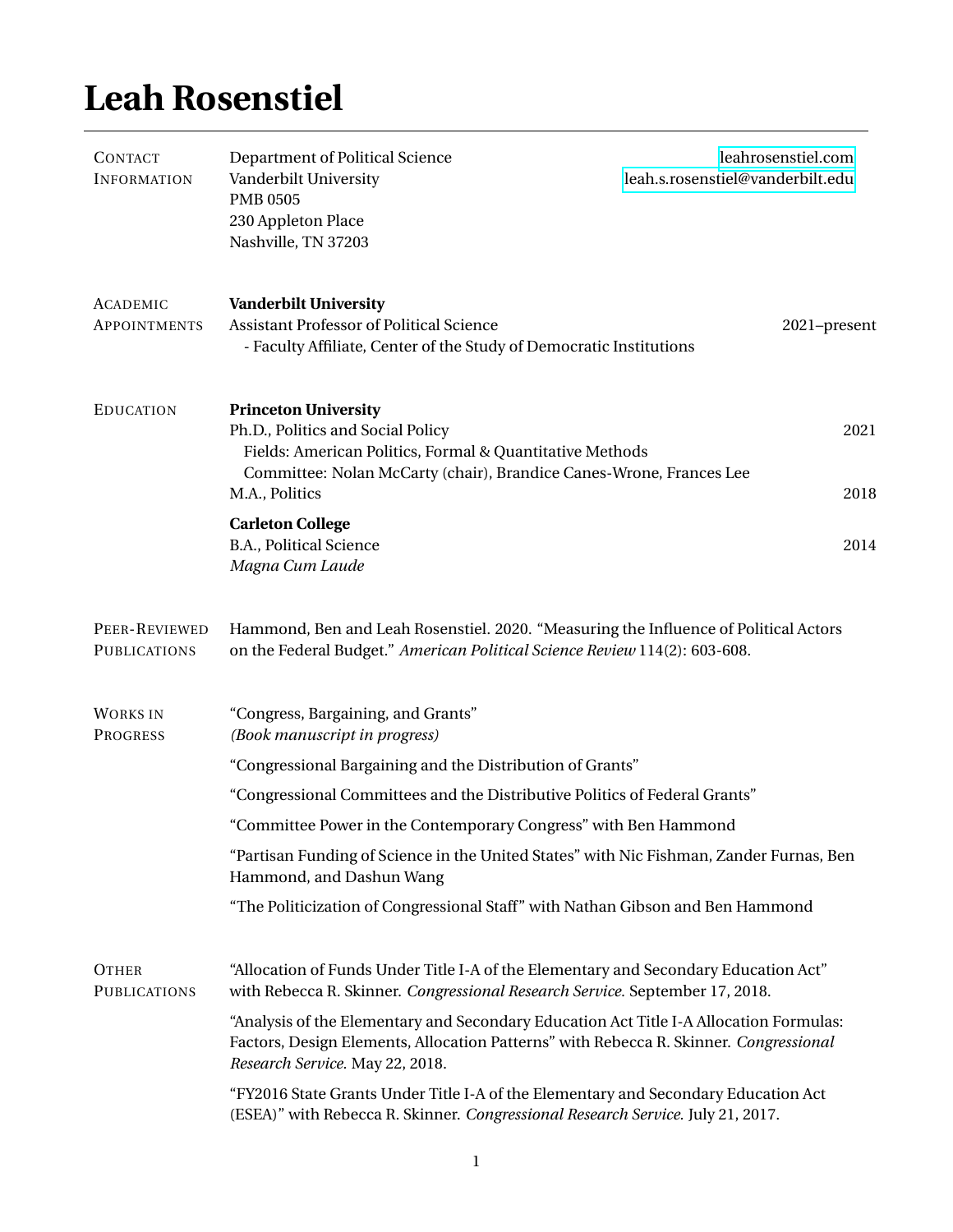# Leah Rosenstiel

## Contact Information

Department of Political Science
Vanderbilt University
PMB 0505
230 Appleton Place
Nashville, TN 37203

leahrosenstiel.com
leah.s.rosenstiel@vanderbilt.edu

## Academic Appointments

**Vanderbilt University**

Assistant Professor of Political Science — 2021–present

- Faculty Affiliate, Center of the Study of Democratic Institutions

## Education

**Princeton University**

Ph.D., Politics and Social Policy — 2021

Fields: American Politics, Formal & Quantitative Methods

Committee: Nolan McCarty (chair), Brandice Canes-Wrone, Frances Lee

M.A., Politics — 2018

**Carleton College**

B.A., Political Science — 2014

*Magna Cum Laude*

## Peer-Reviewed Publications

Hammond, Ben and Leah Rosenstiel. 2020. "Measuring the Influence of Political Actors on the Federal Budget." *American Political Science Review* 114(2): 603-608.

## Works in Progress

"Congress, Bargaining, and Grants"
*(Book manuscript in progress)*

"Congressional Bargaining and the Distribution of Grants"

"Congressional Committees and the Distributive Politics of Federal Grants"

"Committee Power in the Contemporary Congress" with Ben Hammond

"Partisan Funding of Science in the United States" with Nic Fishman, Zander Furnas, Ben Hammond, and Dashun Wang

"The Politicization of Congressional Staff" with Nathan Gibson and Ben Hammond

## Other Publications

"Allocation of Funds Under Title I-A of the Elementary and Secondary Education Act" with Rebecca R. Skinner. *Congressional Research Service.* September 17, 2018.

"Analysis of the Elementary and Secondary Education Act Title I-A Allocation Formulas: Factors, Design Elements, Allocation Patterns" with Rebecca R. Skinner. *Congressional Research Service.* May 22, 2018.

"FY2016 State Grants Under Title I-A of the Elementary and Secondary Education Act (ESEA)" with Rebecca R. Skinner. *Congressional Research Service.* July 21, 2017.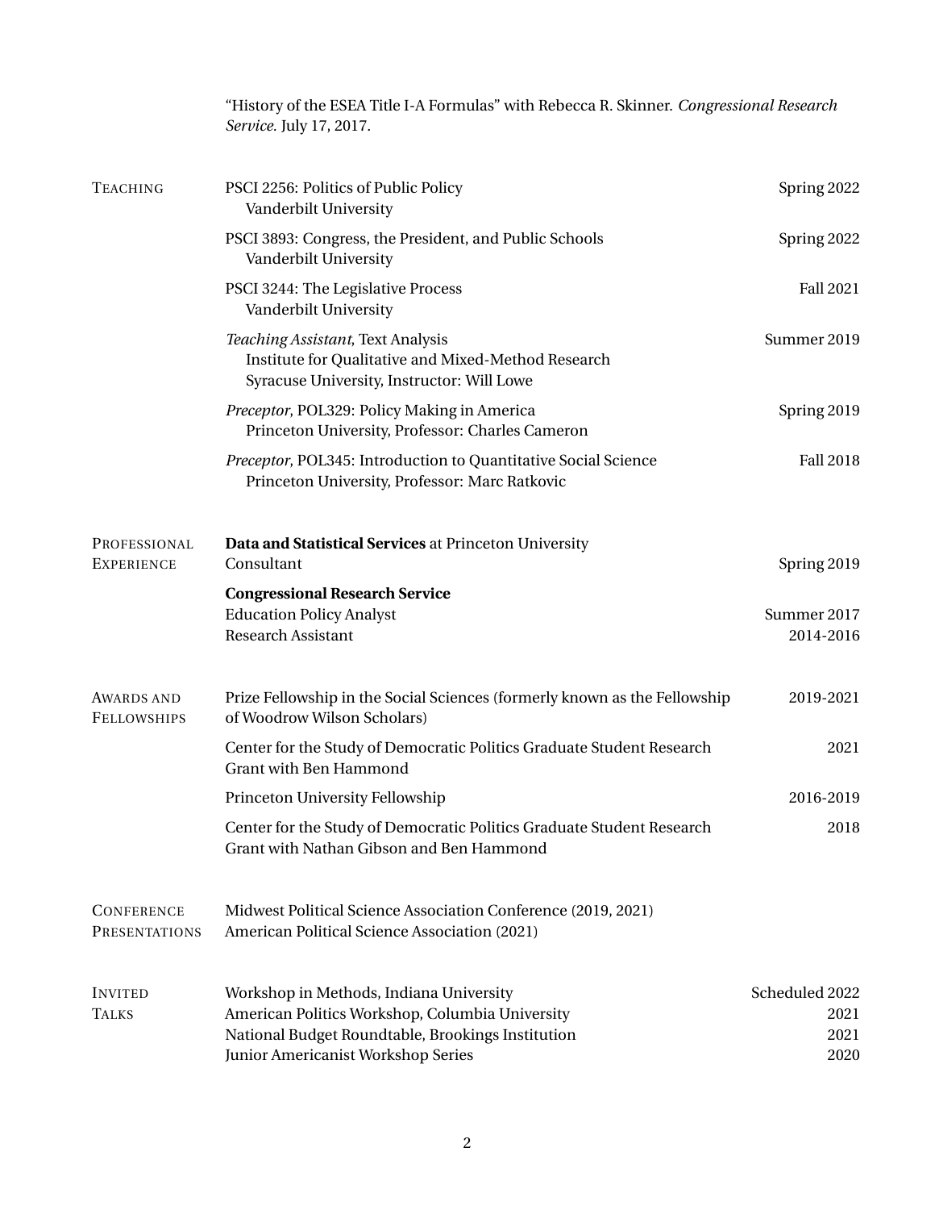"History of the ESEA Title I-A Formulas" with Rebecca R. Skinner. *Congressional Research Service.* July 17, 2017.

## Teaching

PSCI 2256: Politics of Public Policy — Spring 2022
Vanderbilt University

PSCI 3893: Congress, the President, and Public Schools — Spring 2022
Vanderbilt University

PSCI 3244: The Legislative Process — Fall 2021
Vanderbilt University

*Teaching Assistant*, Text Analysis — Summer 2019
Institute for Qualitative and Mixed-Method Research
Syracuse University, Instructor: Will Lowe

*Preceptor*, POL329: Policy Making in America — Spring 2019
Princeton University, Professor: Charles Cameron

*Preceptor*, POL345: Introduction to Quantitative Social Science — Fall 2018
Princeton University, Professor: Marc Ratkovic

## Professional Experience

**Data and Statistical Services** at Princeton University
Consultant — Spring 2019

**Congressional Research Service**
Education Policy Analyst — Summer 2017
Research Assistant — 2014-2016

## Awards and Fellowships

Prize Fellowship in the Social Sciences (formerly known as the Fellowship of Woodrow Wilson Scholars) — 2019-2021

Center for the Study of Democratic Politics Graduate Student Research Grant with Ben Hammond — 2021

Princeton University Fellowship — 2016-2019

Center for the Study of Democratic Politics Graduate Student Research Grant with Nathan Gibson and Ben Hammond — 2018

## Conference Presentations

Midwest Political Science Association Conference (2019, 2021)
American Political Science Association (2021)

## Invited Talks

Workshop in Methods, Indiana University — Scheduled 2022
American Politics Workshop, Columbia University — 2021
National Budget Roundtable, Brookings Institution — 2021
Junior Americanist Workshop Series — 2020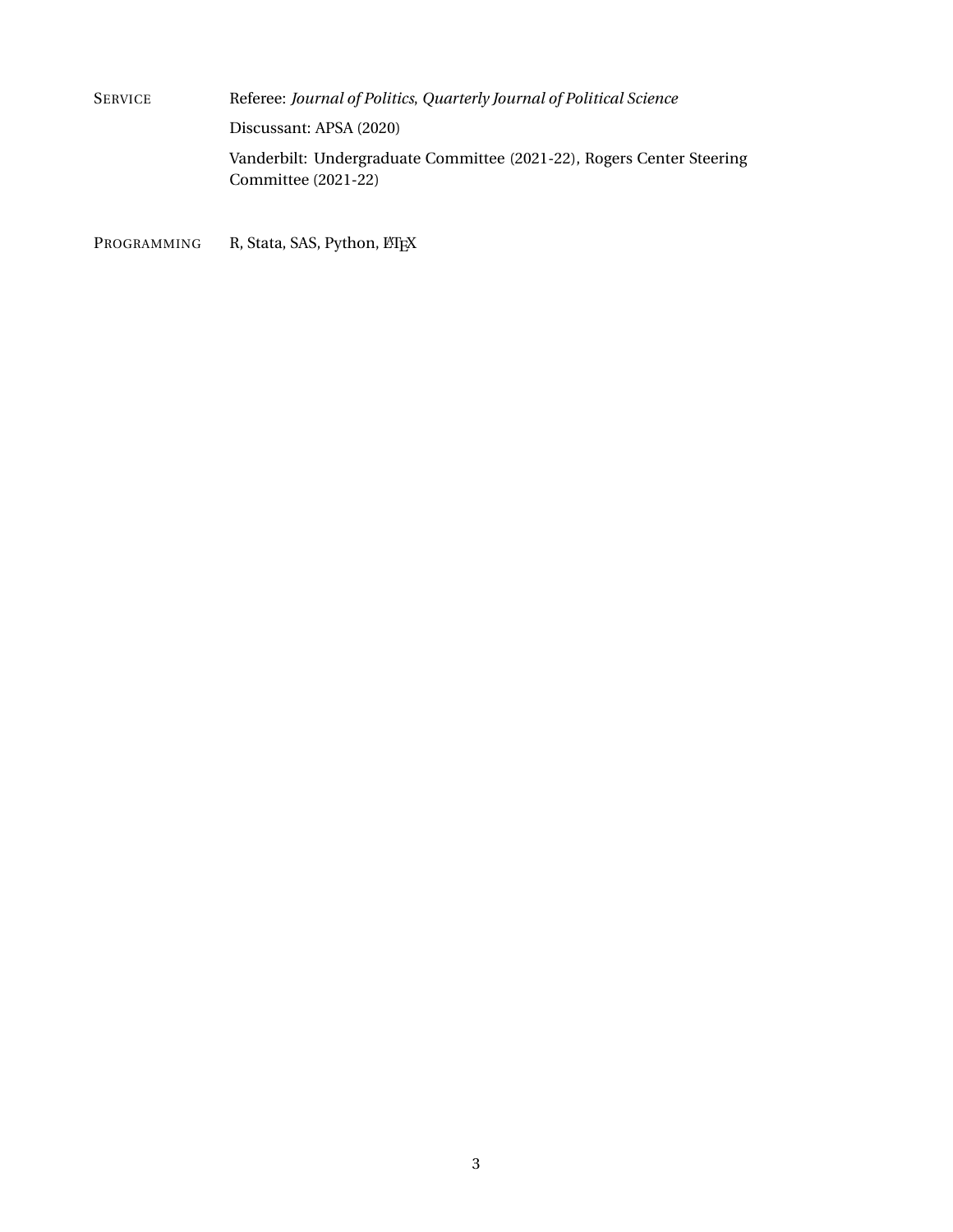## Service

Referee: *Journal of Politics*, *Quarterly Journal of Political Science*

Discussant: APSA (2020)

Vanderbilt: Undergraduate Committee (2021-22), Rogers Center Steering Committee (2021-22)

## Programming

R, Stata, SAS, Python, LaTeX